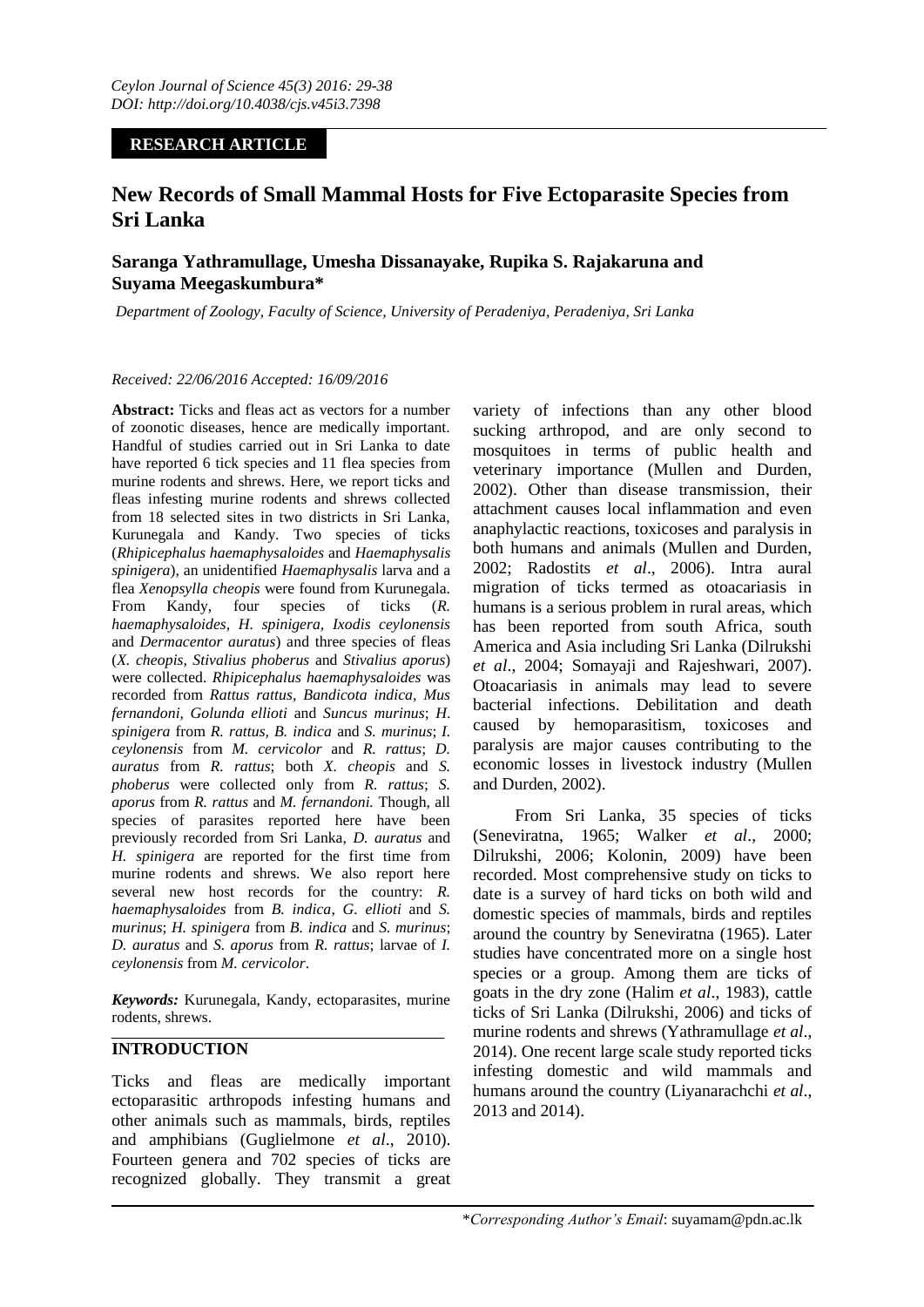**RESEARCH ARTICLE**

# New Records of Small Mammal Hosts for Five Ectoparasite Species from Sri Lanka

**Saranga Yathramullage, Umesha Dissanayake, Rupika S. Rajakaruna and Suyama Meegaskumbura\***

*Department of Zoology, Faculty of Science, University of Peradeniya, Peradeniya, Sri Lanka*

*Received: 22/06/2016 Accepted: 16/09/2016*

**Abstract:** Ticks and fleas act as vectors for a number of zoonotic diseases, hence are medically important. Handful of studies carried out in Sri Lanka to date have reported 6 tick species and 11 flea species from murine rodents and shrews. Here, we report ticks and fleas infesting murine rodents and shrews collected from 18 selected sites in two districts in Sri Lanka, Kurunegala and Kandy. Two species of ticks (*Rhipicephalus haemaphysaloides* and *Haemaphysalis spinigera*), an unidentified *Haemaphysalis* larva and a flea *Xenopsylla cheopis* were found from Kurunegala. From Kandy, four species of ticks (*R. haemaphysaloides, H. spinigera, Ixodis ceylonensis* and *Dermacentor auratus*) and three species of fleas (*X. cheopis, Stivalius phoberus* and *Stivalius aporus*) were collected. *Rhipicephalus haemaphysaloides* was recorded from *Rattus rattus*, *Bandicota indica, Mus fernandoni, Golunda ellioti* and *Suncus murinus*; *H. spinigera* from *R. rattus, B. indica* and *S. murinus*; *I. ceylonensis* from *M. cervicolor* and *R. rattus*; *D. auratus* from *R. rattus*; both *X. cheopis* and *S. phoberus* were collected only from *R. rattus*; *S. aporus* from *R. rattus* and *M. fernandoni.* Though, all species of parasites reported here have been previously recorded from Sri Lanka, *D. auratus* and *H. spinigera* are reported for the first time from murine rodents and shrews. We also report here several new host records for the country: *R. haemaphysaloides* from *B. indica*, *G. ellioti* and *S. murinus*; *H. spinigera* from *B. indica* and *S. murinus*; *D. auratus* and *S. aporus* from *R. rattus*; larvae of *I. ceylonensis* from *M. cervicolor*.

***Keywords:*** Kurunegala, Kandy, ectoparasites, murine rodents, shrews.

## INTRODUCTION

Ticks and fleas are medically important ectoparasitic arthropods infesting humans and other animals such as mammals, birds, reptiles and amphibians (Guglielmone *et al*., 2010). Fourteen genera and 702 species of ticks are recognized globally. They transmit a great variety of infections than any other blood sucking arthropod, and are only second to mosquitoes in terms of public health and veterinary importance (Mullen and Durden, 2002). Other than disease transmission, their attachment causes local inflammation and even anaphylactic reactions, toxicoses and paralysis in both humans and animals (Mullen and Durden, 2002; Radostits *et al*., 2006). Intra aural migration of ticks termed as otoacariasis in humans is a serious problem in rural areas, which has been reported from south Africa, south America and Asia including Sri Lanka (Dilrukshi *et al*., 2004; Somayaji and Rajeshwari, 2007). Otoacariasis in animals may lead to severe bacterial infections. Debilitation and death caused by hemoparasitism, toxicoses and paralysis are major causes contributing to the economic losses in livestock industry (Mullen and Durden, 2002).

From Sri Lanka, 35 species of ticks (Seneviratna, 1965; Walker *et al*., 2000; Dilrukshi, 2006; Kolonin, 2009) have been recorded. Most comprehensive study on ticks to date is a survey of hard ticks on both wild and domestic species of mammals, birds and reptiles around the country by Seneviratna (1965). Later studies have concentrated more on a single host species or a group. Among them are ticks of goats in the dry zone (Halim *et al*., 1983), cattle ticks of Sri Lanka (Dilrukshi, 2006) and ticks of murine rodents and shrews (Yathramullage *et al*., 2014). One recent large scale study reported ticks infesting domestic and wild mammals and humans around the country (Liyanarachchi *et al*., 2013 and 2014).

\**Corresponding Author's Email*: suyamam@pdn.ac.lk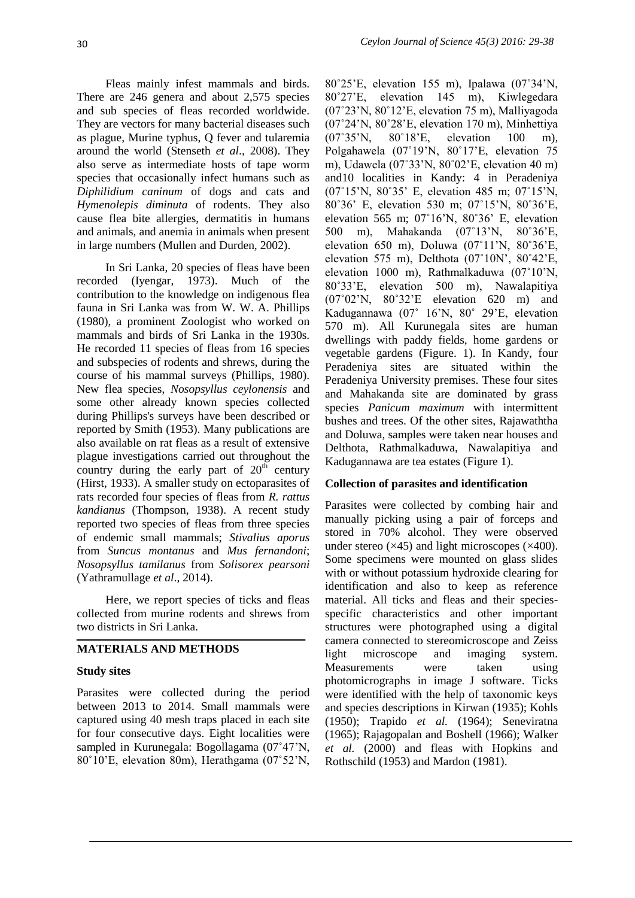Fleas mainly infest mammals and birds. There are 246 genera and about 2,575 species and sub species of fleas recorded worldwide. They are vectors for many bacterial diseases such as plague, Murine typhus, Q fever and tularemia around the world (Stenseth *et al*., 2008). They also serve as intermediate hosts of tape worm species that occasionally infect humans such as *Diphilidium caninum* of dogs and cats and *Hymenolepis diminuta* of rodents. They also cause flea bite allergies, dermatitis in humans and animals, and anemia in animals when present in large numbers (Mullen and Durden, 2002).

In Sri Lanka, 20 species of fleas have been recorded (Iyengar, 1973). Much of the contribution to the knowledge on indigenous flea fauna in Sri Lanka was from W. W. A. Phillips (1980), a prominent Zoologist who worked on mammals and birds of Sri Lanka in the 1930s. He recorded 11 species of fleas from 16 species and subspecies of rodents and shrews, during the course of his mammal surveys (Phillips, 1980). New flea species, *Nosopsyllus ceylonensis* and some other already known species collected during Phillips's surveys have been described or reported by Smith (1953). Many publications are also available on rat fleas as a result of extensive plague investigations carried out throughout the country during the early part of $20^{th}$ century (Hirst, 1933). A smaller study on ectoparasites of rats recorded four species of fleas from *R. rattus kandianus* (Thompson, 1938). A recent study reported two species of fleas from three species of endemic small mammals; *Stivalius aporus* from *Suncus montanus* and *Mus fernandoni*; *Nosopsyllus tamilanus* from *Solisorex pearsoni* (Yathramullage *et al*., 2014).

Here, we report species of ticks and fleas collected from murine rodents and shrews from two districts in Sri Lanka.

## MATERIALS AND METHODS

### Study sites

Parasites were collected during the period between 2013 to 2014. Small mammals were captured using 40 mesh traps placed in each site for four consecutive days. Eight localities were sampled in Kurunegala: Bogollagama (07˚47'N, 80˚10'E, elevation 80m), Herathgama (07˚52'N, 80˚25'E, elevation 155 m), Ipalawa (07˚34'N, 80˚27'E, elevation 145 m), Kiwlegedara (07˚23'N, 80˚12'E, elevation 75 m), Malliyagoda (07˚24'N, 80˚28'E, elevation 170 m), Minhettiya (07˚35'N, 80˚18'E, elevation 100 m), Polgahawela (07˚19'N, 80˚17'E, elevation 75 m), Udawela (07˚33'N, 80˚02'E, elevation 40 m) and10 localities in Kandy: 4 in Peradeniya (07˚15'N, 80˚35' E, elevation 485 m; 07˚15'N, 80˚36' E, elevation 530 m; 07˚15'N, 80˚36'E, elevation 565 m; 07˚16'N, 80˚36' E, elevation 500 m), Mahakanda (07˚13'N, 80˚36'E, elevation 650 m), Doluwa (07˚11'N, 80˚36'E, elevation 575 m), Delthota (07˚10N', 80˚42'E, elevation 1000 m), Rathmalkaduwa (07˚10'N, 80˚33'E, elevation 500 m), Nawalapitiya (07˚02'N, 80˚32'E elevation 620 m) and Kadugannawa (07˚ 16'N, 80˚ 29'E, elevation 570 m). All Kurunegala sites are human dwellings with paddy fields, home gardens or vegetable gardens (Figure. 1). In Kandy, four Peradeniya sites are situated within the Peradeniya University premises. These four sites and Mahakanda site are dominated by grass species *Panicum maximum* with intermittent bushes and trees. Of the other sites, Rajawaththa and Doluwa, samples were taken near houses and Delthota, Rathmalkaduwa, Nawalapitiya and Kadugannawa are tea estates (Figure 1).

### Collection of parasites and identification

Parasites were collected by combing hair and manually picking using a pair of forceps and stored in 70% alcohol. They were observed under stereo (×45) and light microscopes (×400). Some specimens were mounted on glass slides with or without potassium hydroxide clearing for identification and also to keep as reference material. All ticks and fleas and their species-specific characteristics and other important structures were photographed using a digital camera connected to stereomicroscope and Zeiss light microscope and imaging system. Measurements were taken using photomicrographs in image J software. Ticks were identified with the help of taxonomic keys and species descriptions in Kirwan (1935); Kohls (1950); Trapido *et al.* (1964); Seneviratna (1965); Rajagopalan and Boshell (1966); Walker *et al.* (2000) and fleas with Hopkins and Rothschild (1953) and Mardon (1981).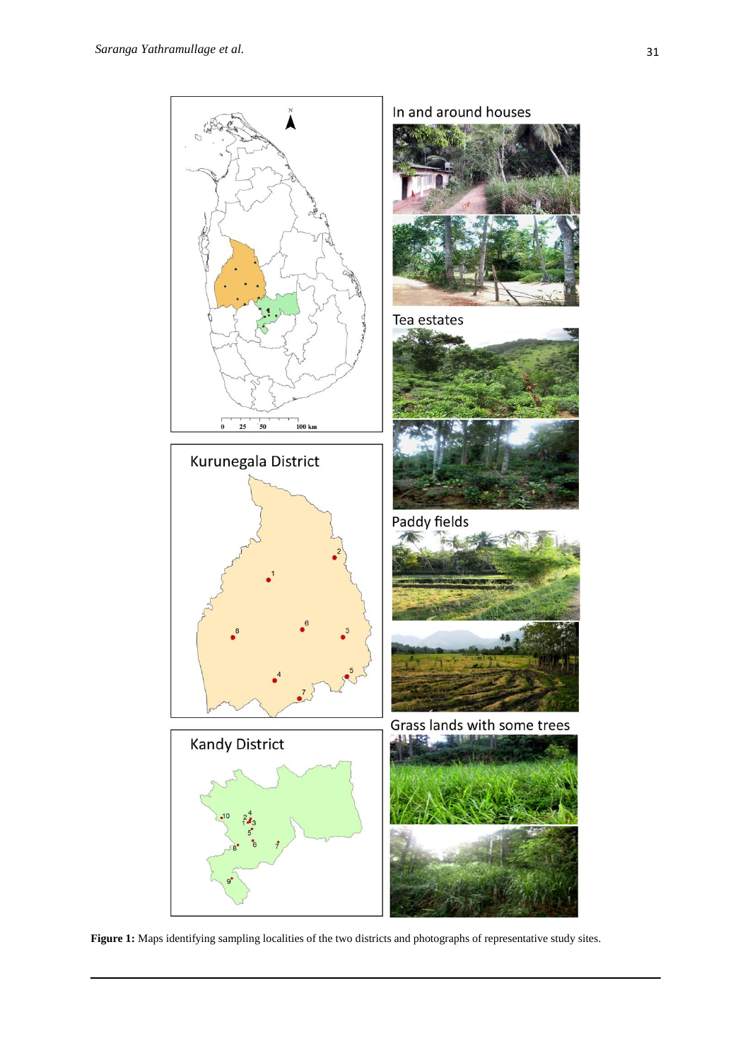**Figure 1:** Maps identifying sampling localities of the two districts and photographs of representative study sites.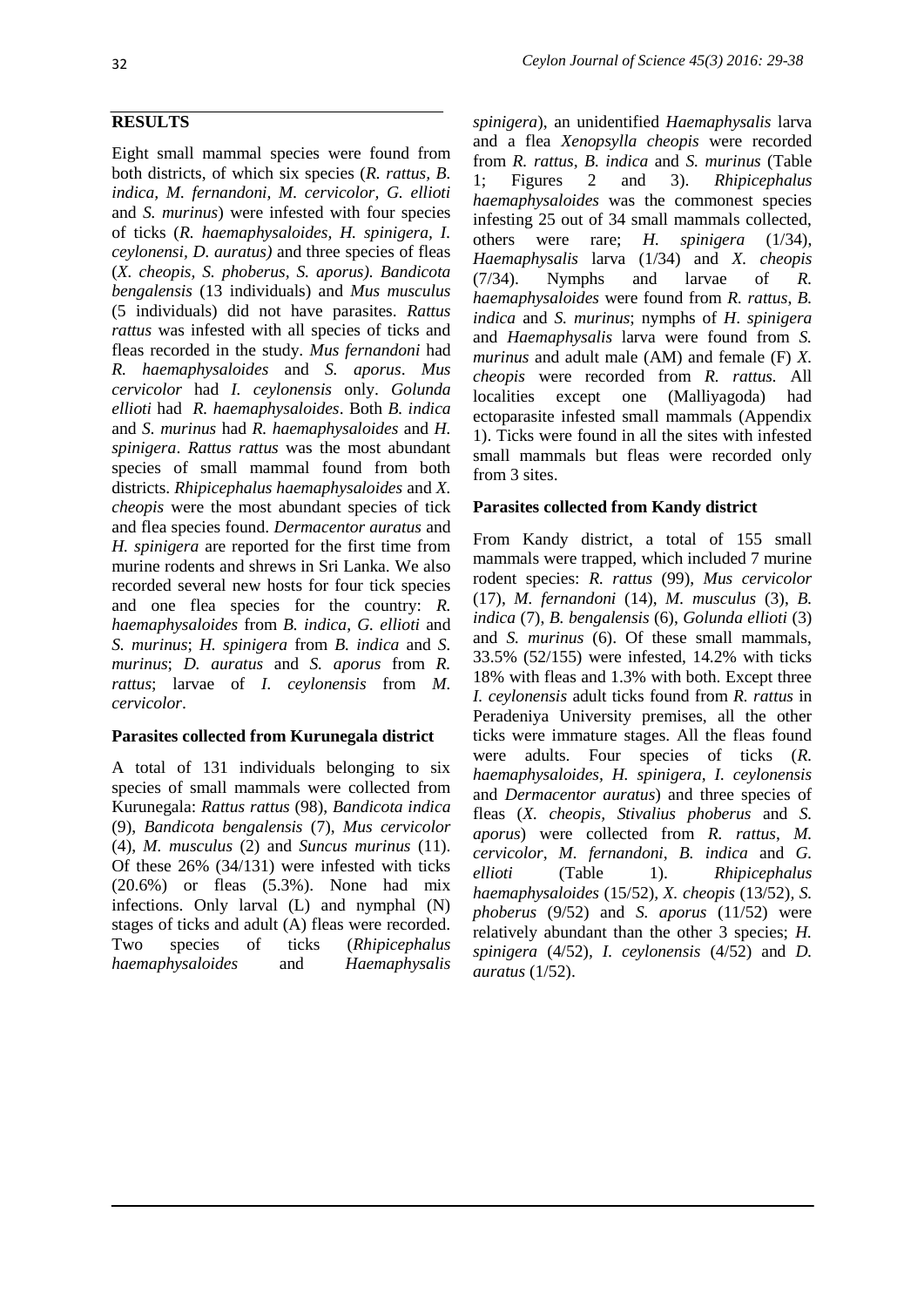## RESULTS

Eight small mammal species were found from both districts, of which six species (*R. rattus, B. indica, M. fernandoni, M. cervicolor, G. ellioti* and *S. murinus*) were infested with four species of ticks (*R. haemaphysaloides, H. spinigera, I. ceylonensi, D. auratus)* and three species of fleas (*X. cheopis, S. phoberus, S. aporus). Bandicota bengalensis* (13 individuals) and *Mus musculus* (5 individuals) did not have parasites. *Rattus rattus* was infested with all species of ticks and fleas recorded in the study. *Mus fernandoni* had *R. haemaphysaloides* and *S. aporus*. *Mus cervicolor* had *I. ceylonensis* only. *Golunda ellioti* had *R. haemaphysaloides*. Both *B. indica* and *S. murinus* had *R. haemaphysaloides* and *H. spinigera*. *Rattus rattus* was the most abundant species of small mammal found from both districts. *Rhipicephalus haemaphysaloides* and *X. cheopis* were the most abundant species of tick and flea species found. *Dermacentor auratus* and *H. spinigera* are reported for the first time from murine rodents and shrews in Sri Lanka. We also recorded several new hosts for four tick species and one flea species for the country: *R. haemaphysaloides* from *B. indica*, *G. ellioti* and *S. murinus*; *H. spinigera* from *B. indica* and *S. murinus*; *D. auratus* and *S. aporus* from *R. rattus*; larvae of *I. ceylonensis* from *M. cervicolor*.

### Parasites collected from Kurunegala district

A total of 131 individuals belonging to six species of small mammals were collected from Kurunegala: *Rattus rattus* (98), *Bandicota indica* (9), *Bandicota bengalensis* (7), *Mus cervicolor* (4), *M. musculus* (2) and *Suncus murinus* (11). Of these 26% (34/131) were infested with ticks (20.6%) or fleas (5.3%). None had mix infections. Only larval (L) and nymphal (N) stages of ticks and adult (A) fleas were recorded. Two species of ticks (*Rhipicephalus haemaphysaloides* and *Haemaphysalis spinigera*), an unidentified *Haemaphysalis* larva and a flea *Xenopsylla cheopis* were recorded from *R. rattus*, *B. indica* and *S. murinus* (Table 1; Figures 2 and 3). *Rhipicephalus haemaphysaloides* was the commonest species infesting 25 out of 34 small mammals collected, others were rare; *H. spinigera* (1/34), *Haemaphysalis* larva (1/34) and *X. cheopis* (7/34). Nymphs and larvae of *R. haemaphysaloides* were found from *R. rattus*, *B. indica* and *S. murinus*; nymphs of *H. spinigera* and *Haemaphysalis* larva were found from *S. murinus* and adult male (AM) and female (F) *X. cheopis* were recorded from *R. rattus.* All localities except one (Malliyagoda) had ectoparasite infested small mammals (Appendix 1). Ticks were found in all the sites with infested small mammals but fleas were recorded only from 3 sites.

### Parasites collected from Kandy district

From Kandy district, a total of 155 small mammals were trapped, which included 7 murine rodent species: *R. rattus* (99), *Mus cervicolor* (17), *M. fernandoni* (14), *M. musculus* (3), *B. indica* (7), *B. bengalensis* (6), *Golunda ellioti* (3) and *S. murinus* (6). Of these small mammals, 33.5% (52/155) were infested, 14.2% with ticks 18% with fleas and 1.3% with both. Except three *I. ceylonensis* adult ticks found from *R. rattus* in Peradeniya University premises, all the other ticks were immature stages. All the fleas found were adults. Four species of ticks (*R. haemaphysaloides*, *H. spinigera*, *I. ceylonensis* and *Dermacentor auratus*) and three species of fleas (*X. cheopis*, *Stivalius phoberus* and *S. aporus*) were collected from *R. rattus*, *M. cervicolor*, *M. fernandoni*, *B. indica* and *G. ellioti* (Table 1). *Rhipicephalus haemaphysaloides* (15/52), *X. cheopis* (13/52), *S. phoberus* (9/52) and *S. aporus* (11/52) were relatively abundant than the other 3 species; *H. spinigera* (4/52), *I. ceylonensis* (4/52) and *D. auratus* (1/52).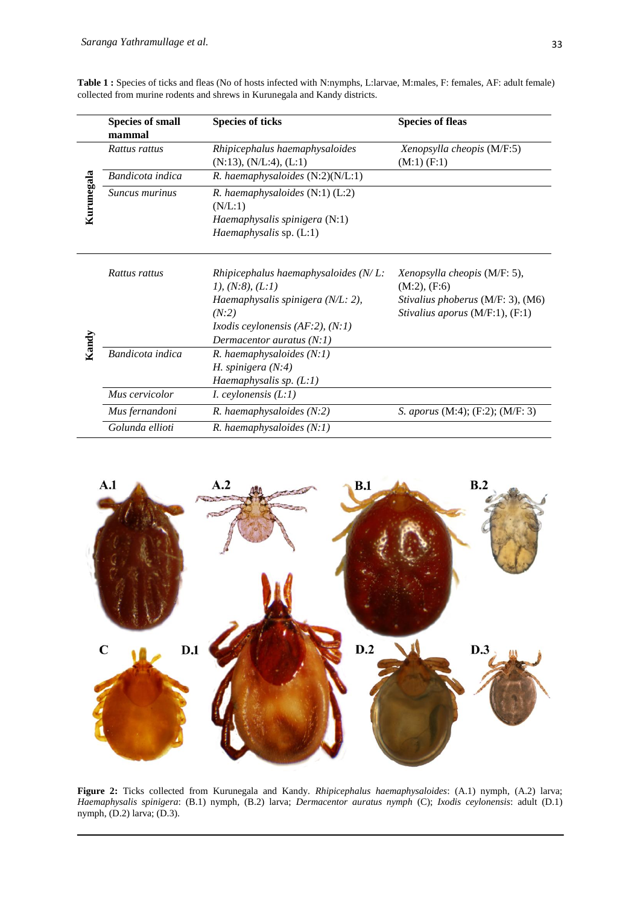**Table 1 :** Species of ticks and fleas (No of hosts infected with N:nymphs, L:larvae, M:males, F: females, AF: adult female) collected from murine rodents and shrews in Kurunegala and Kandy districts.

| | Species of small mammal | Species of ticks | Species of fleas |
|---|---|---|---|
| Kurunegala | *Rattus rattus* | *Rhipicephalus haemaphysaloides* (N:13), (N/L:4), (L:1) | *Xenopsylla cheopis* (M/F:5) (M:1) (F:1) |
| | *Bandicota indica* | *R. haemaphysaloides* (N:2)(N/L:1) | |
| | *Suncus murinus* | *R. haemaphysaloides* (N:1) (L:2) (N/L:1)<br>*Haemaphysalis spinigera* (N:1)<br>*Haemaphysalis* sp. (L:1) | |
| Kandy | *Rattus rattus* | *Rhipicephalus haemaphysaloides (N/ L: 1), (N:8), (L:1)*<br>*Haemaphysalis spinigera (N/L: 2), (N:2)*<br>*Ixodis ceylonensis (AF:2), (N:1)*<br>*Dermacentor auratus (N:1)* | *Xenopsylla cheopis* (M/F: 5), (M:2), (F:6)<br>*Stivalius phoberus* (M/F: 3), (M6)<br>*Stivalius aporus* (M/F:1), (F:1) |
| | *Bandicota indica* | *R. haemaphysaloides (N:1)*<br>*H. spinigera (N:4)*<br>*Haemaphysalis sp. (L:1)* | |
| | *Mus cervicolor* | *I. ceylonensis (L:1)* | |
| | *Mus fernandoni* | *R. haemaphysaloides (N:2)* | *S. aporus* (M:4); (F:2); (M/F: 3) |
| | *Golunda ellioti* | *R. haemaphysaloides (N:1)* | |

**Figure 2:** Ticks collected from Kurunegala and Kandy. *Rhipicephalus haemaphysaloides*: (A.1) nymph, (A.2) larva; *Haemaphysalis spinigera*: (B.1) nymph, (B.2) larva; *Dermacentor auratus nymph* (C); *Ixodis ceylonensis*: adult (D.1) nymph, (D.2) larva; (D.3).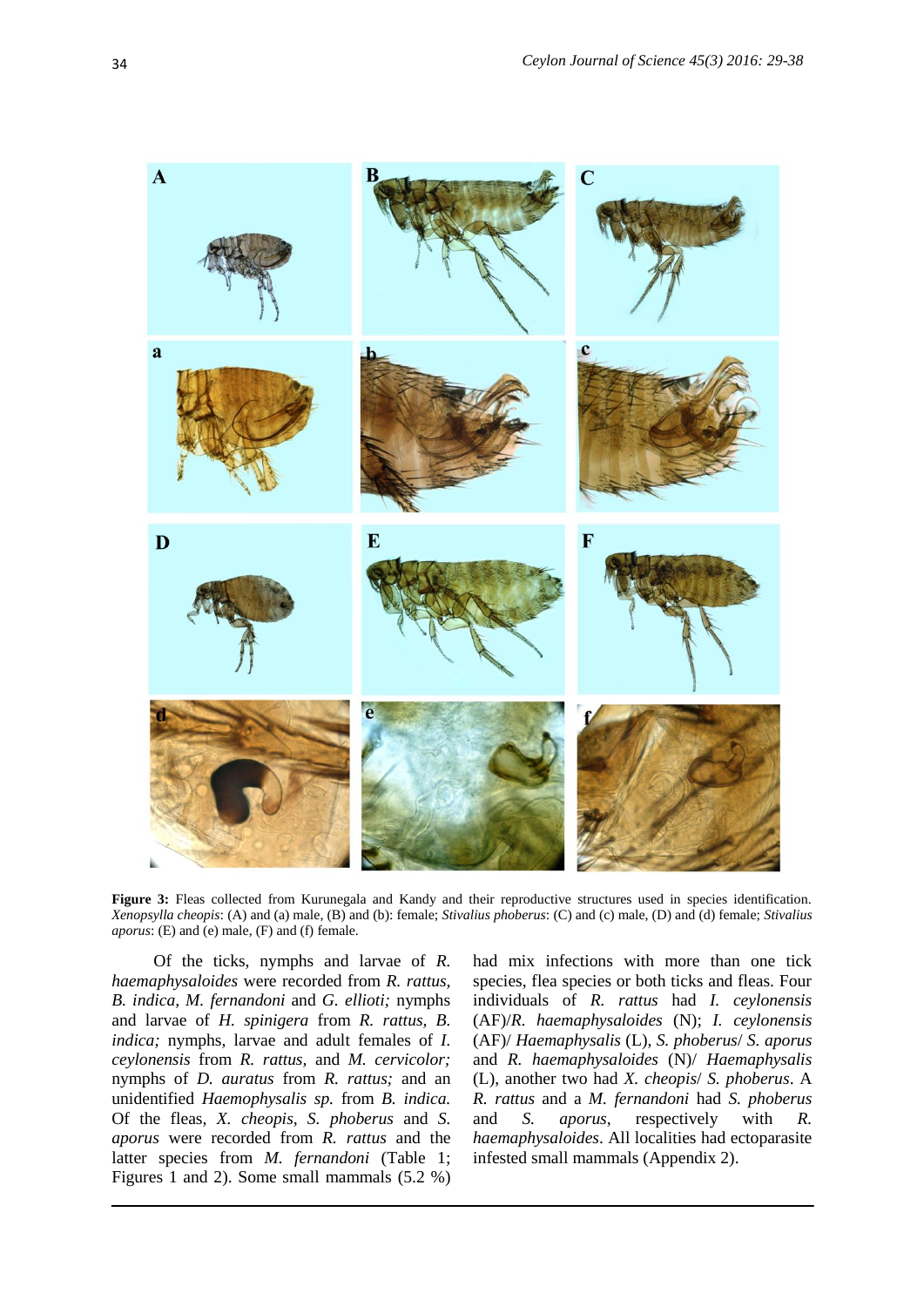**Figure 3:** Fleas collected from Kurunegala and Kandy and their reproductive structures used in species identification. *Xenopsylla cheopis*: (A) and (a) male, (B) and (b): female; *Stivalius phoberus*: (C) and (c) male, (D) and (d) female; *Stivalius aporus*: (E) and (e) male, (F) and (f) female.

Of the ticks, nymphs and larvae of *R. haemaphysaloides* were recorded from *R. rattus, B. indica, M. fernandoni* and *G. ellioti;* nymphs and larvae of *H. spinigera* from *R. rattus, B. indica;* nymphs, larvae and adult females of *I. ceylonensis* from *R. rattus,* and *M. cervicolor;* nymphs of *D. auratus* from *R. rattus;* and an unidentified *Haemophysalis sp.* from *B. indica.* Of the fleas, *X. cheopis, S. phoberus* and *S. aporus* were recorded from *R. rattus* and the latter species from *M. fernandoni* (Table 1; Figures 1 and 2). Some small mammals (5.2 %) had mix infections with more than one tick species, flea species or both ticks and fleas. Four individuals of *R. rattus* had *I. ceylonensis* (AF)/*R. haemaphysaloides* (N); *I. ceylonensis* (AF)/ *Haemaphysalis* (L), *S. phoberus*/ *S. aporus* and *R. haemaphysaloides* (N)/ *Haemaphysalis* (L), another two had *X. cheopis*/ *S. phoberus*. A *R. rattus* and a *M. fernandoni* had *S. phoberus* and *S. aporus*, respectively with *R. haemaphysaloides*. All localities had ectoparasite infested small mammals (Appendix 2).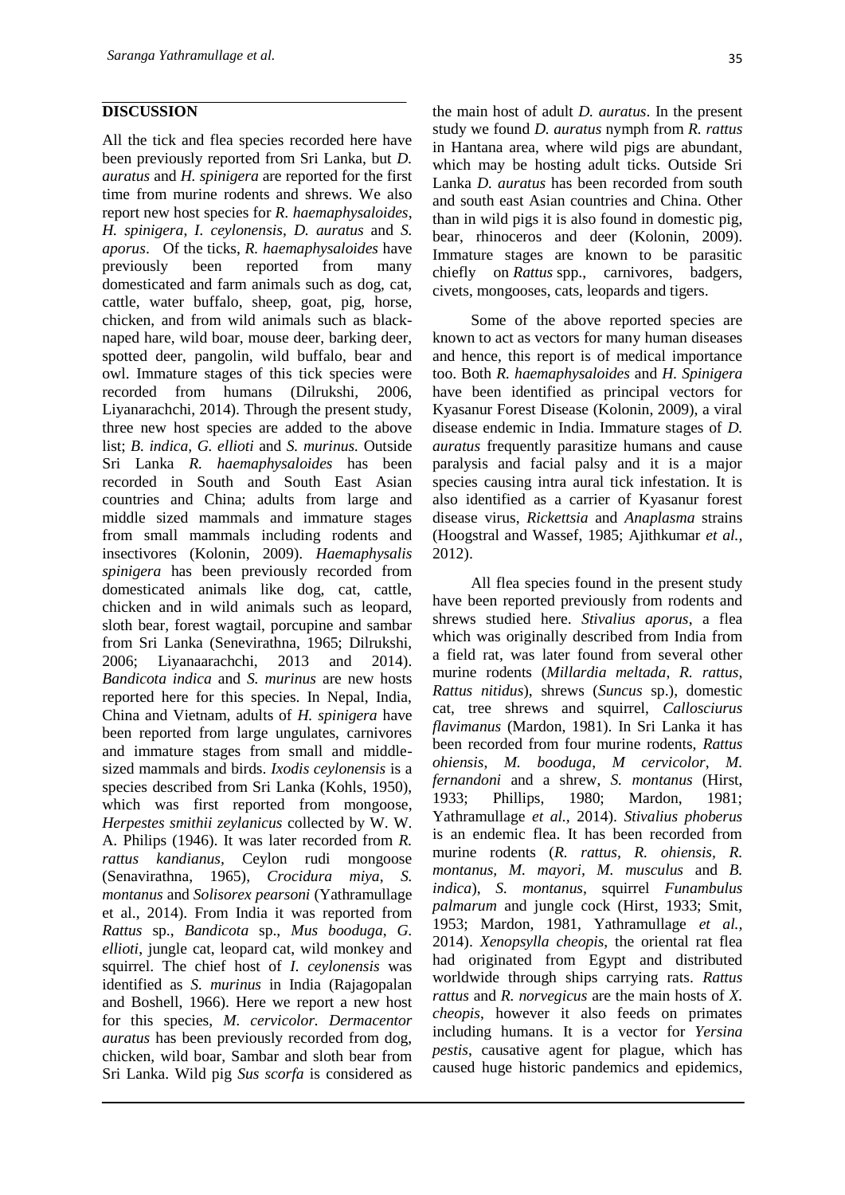## DISCUSSION

All the tick and flea species recorded here have been previously reported from Sri Lanka, but *D. auratus* and *H. spinigera* are reported for the first time from murine rodents and shrews. We also report new host species for *R. haemaphysaloides*, *H. spinigera*, *I. ceylonensis*, *D. auratus* and *S. aporus*. Of the ticks, *R. haemaphysaloides* have previously been reported from many domesticated and farm animals such as dog, cat, cattle, water buffalo, sheep, goat, pig, horse, chicken, and from wild animals such as black-naped hare, wild boar, mouse deer, barking deer, spotted deer, pangolin, wild buffalo, bear and owl. Immature stages of this tick species were recorded from humans (Dilrukshi, 2006, Liyanarachchi, 2014). Through the present study, three new host species are added to the above list; *B. indica, G. ellioti* and *S. murinus.* Outside Sri Lanka *R. haemaphysaloides* has been recorded in South and South East Asian countries and China; adults from large and middle sized mammals and immature stages from small mammals including rodents and insectivores (Kolonin, 2009). *Haemaphysalis spinigera* has been previously recorded from domesticated animals like dog, cat, cattle, chicken and in wild animals such as leopard, sloth bear, forest wagtail, porcupine and sambar from Sri Lanka (Senevirathna, 1965; Dilrukshi, 2006; Liyanaarachchi, 2013 and 2014). *Bandicota indica* and *S. murinus* are new hosts reported here for this species. In Nepal, India, China and Vietnam, adults of *H. spinigera* have been reported from large ungulates, carnivores and immature stages from small and middle-sized mammals and birds. *Ixodis ceylonensis* is a species described from Sri Lanka (Kohls, 1950), which was first reported from mongoose, *Herpestes smithii zeylanicus* collected by W. W. A. Philips (1946). It was later recorded from *R. rattus kandianus*, Ceylon rudi mongoose (Senavirathna, 1965), *Crocidura miya*, *S. montanus* and *Solisorex pearsoni* (Yathramullage et al., 2014). From India it was reported from *Rattus* sp., *Bandicota* sp., *Mus booduga*, *G. ellioti*, jungle cat, leopard cat, wild monkey and squirrel. The chief host of *I. ceylonensis* was identified as *S. murinus* in India (Rajagopalan and Boshell, 1966). Here we report a new host for this species, *M. cervicolor. Dermacentor auratus* has been previously recorded from dog, chicken, wild boar, Sambar and sloth bear from Sri Lanka. Wild pig *Sus scorfa* is considered as the main host of adult *D. auratus*. In the present study we found *D. auratus* nymph from *R. rattus* in Hantana area, where wild pigs are abundant, which may be hosting adult ticks. Outside Sri Lanka *D. auratus* has been recorded from south and south east Asian countries and China. Other than in wild pigs it is also found in domestic pig, bear, rhinoceros and deer (Kolonin, 2009). Immature stages are known to be parasitic chiefly on *Rattus* spp., carnivores, badgers, civets, mongooses, cats, leopards and tigers.

Some of the above reported species are known to act as vectors for many human diseases and hence, this report is of medical importance too. Both *R. haemaphysaloides* and *H. Spinigera* have been identified as principal vectors for Kyasanur Forest Disease (Kolonin, 2009), a viral disease endemic in India. Immature stages of *D. auratus* frequently parasitize humans and cause paralysis and facial palsy and it is a major species causing intra aural tick infestation. It is also identified as a carrier of Kyasanur forest disease virus, *Rickettsia* and *Anaplasma* strains (Hoogstraal and Wassef, 1985; Ajithkumar *et al.,* 2012).

All flea species found in the present study have been reported previously from rodents and shrews studied here. *Stivalius aporus*, a flea which was originally described from India from a field rat, was later found from several other murine rodents (*Millardia meltada*, *R. rattus*, *Rattus nitidus*), shrews (*Suncus* sp.), domestic cat, tree shrews and squirrel, *Callosciurus flavimanus* (Mardon, 1981). In Sri Lanka it has been recorded from four murine rodents, *Rattus ohiensis*, *M. booduga*, *M cervicolor*, *M. fernandoni* and a shrew, *S. montanus* (Hirst, 1933; Phillips, 1980; Mardon, 1981; Yathramullage *et al.,* 2014). *Stivalius phoberus* is an endemic flea. It has been recorded from murine rodents (*R. rattus*, *R. ohiensis*, *R. montanus*, *M. mayori*, *M. musculus* and *B. indica*), *S. montanus*, squirrel *Funambulus palmarum* and jungle cock (Hirst, 1933; Smit, 1953; Mardon, 1981, Yathramullage *et al.,* 2014). *Xenopsylla cheopis*, the oriental rat flea had originated from Egypt and distributed worldwide through ships carrying rats. *Rattus rattus* and *R. norvegicus* are the main hosts of *X. cheopis*, however it also feeds on primates including humans. It is a vector for *Yersina pestis*, causative agent for plague, which has caused huge historic pandemics and epidemics,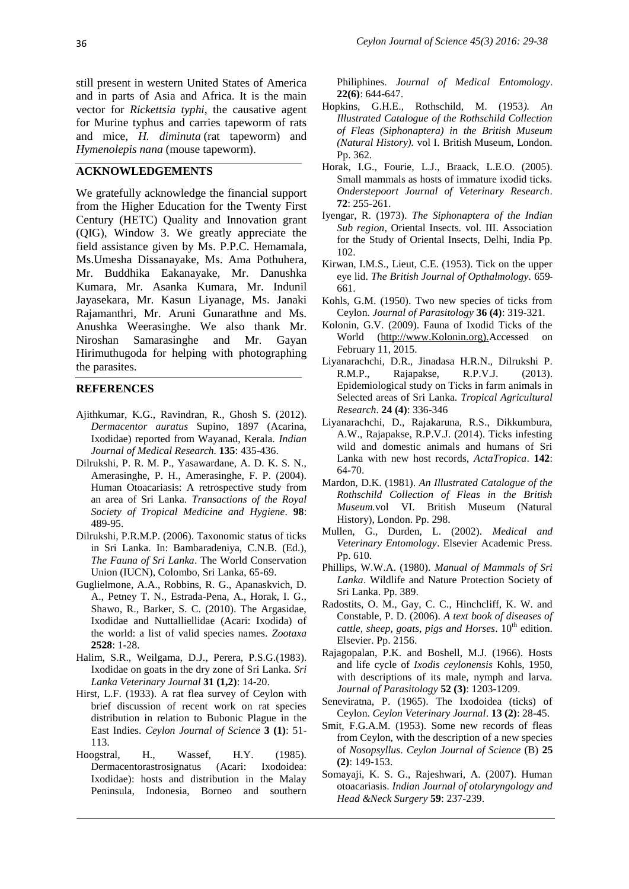still present in western United States of America and in parts of Asia and Africa. It is the main vector for *Rickettsia typhi*, the causative agent for Murine typhus and carries tapeworm of rats and mice, *H. diminuta* (rat tapeworm) and *Hymenolepis nana* (mouse tapeworm).

## ACKNOWLEDGEMENTS

We gratefully acknowledge the financial support from the Higher Education for the Twenty First Century (HETC) Quality and Innovation grant (QIG), Window 3. We greatly appreciate the field assistance given by Ms. P.P.C. Hemamala, Ms.Umesha Dissanayake, Ms. Ama Pothuhera, Mr. Buddhika Eakanayake, Mr. Danushka Kumara, Mr. Asanka Kumara, Mr. Indunil Jayasekara, Mr. Kasun Liyanage, Ms. Janaki Rajamanthri, Mr. Aruni Gunarathne and Ms. Anushka Weerasinghe. We also thank Mr. Niroshan Samarasinghe and Mr. Gayan Hirimuthugoda for helping with photographing the parasites.

## REFERENCES

Ajithkumar, K.G., Ravindran, R., Ghosh S. (2012). *Dermacentor auratus* Supino, 1897 (Acarina, Ixodidae) reported from Wayanad, Kerala. *Indian Journal of Medical Research.* **135**: 435-436.

Dilrukshi, P. R. M. P., Yasawardane, A. D. K. S. N., Amerasinghe, P. H., Amerasinghe, F. P. (2004). Human Otoacariasis: A retrospective study from an area of Sri Lanka. *Transactions of the Royal Society of Tropical Medicine and Hygiene*. **98**: 489-95.

Dilrukshi, P.R.M.P. (2006). Taxonomic status of ticks in Sri Lanka. In: Bambaradeniya, C.N.B. (Ed.), *The Fauna of Sri Lanka*. The World Conservation Union (IUCN), Colombo, Sri Lanka, 65-69.

Guglielmone, A.A., Robbins, R. G., Apanaskvich, D. A., Petney T. N., Estrada-Pena, A., Horak, I. G., Shawo, R., Barker, S. C. (2010). The Argasidae, Ixodidae and Nuttalliellidae (Acari: Ixodida) of the world: a list of valid species names. *Zootaxa* **2528**: 1-28.

Halim, S.R., Weilgama, D.J., Perera, P.S.G.(1983). Ixodidae on goats in the dry zone of Sri Lanka. *Sri Lanka Veterinary Journal* **31 (1,2)**: 14-20.

Hirst, L.F. (1933). A rat flea survey of Ceylon with brief discussion of recent work on rat species distribution in relation to Bubonic Plague in the East Indies. *Ceylon Journal of Science* **3 (1)**: 51-113.

Hoogstral, H., Wassef, H.Y. (1985). Dermacentorastrosignatus (Acari: Ixodoidea: Ixodidae): hosts and distribution in the Malay Peninsula, Indonesia, Borneo and southern Philiphines. *Journal of Medical Entomology*. **22(6)**: 644-647.

Hopkins, G.H.E., Rothschild, M. (1953). *An Illustrated Catalogue of the Rothschild Collection of Fleas (Siphonaptera) in the British Museum (Natural History)*. vol I. British Museum, London. Pp. 362.

Horak, I.G., Fourie, L.J., Braack, L.E.O. (2005). Small mammals as hosts of immature ixodid ticks. *Onderstepoort Journal of Veterinary Research*. **72**: 255-261.

Iyengar, R. (1973). *The Siphonaptera of the Indian Sub region*, Oriental Insects. vol. III. Association for the Study of Oriental Insects, Delhi, India Pp. 102.

Kirwan, I.M.S., Lieut, C.E. (1953). Tick on the upper eye lid. *The British Journal of Opthalmology*. 659-661.

Kohls, G.M. (1950). Two new species of ticks from Ceylon. *Journal of Parasitology* **36 (4)**: 319-321.

Kolonin, G.V. (2009). Fauna of Ixodid Ticks of the World (http://www.Kolonin.org).Accessed on February 11, 2015.

Liyanarachchi, D.R., Jinadasa H.R.N., Dilrukshi P. R.M.P., Rajapakse, R.P.V.J. (2013). Epidemiological study on Ticks in farm animals in Selected areas of Sri Lanka. *Tropical Agricultural Research*. **24 (4)**: 336-346

Liyanarachchi, D., Rajakaruna, R.S., Dikkumbura, A.W., Rajapakse, R.P.V.J. (2014). Ticks infesting wild and domestic animals and humans of Sri Lanka with new host records, *ActaTropica*. **142**: 64-70.

Mardon, D.K. (1981). *An Illustrated Catalogue of the Rothschild Collection of Fleas in the British Museum.*vol VI. British Museum (Natural History), London. Pp. 298.

Mullen, G., Durden, L. (2002). *Medical and Veterinary Entomology*. Elsevier Academic Press. Pp. 610.

Phillips, W.W.A. (1980). *Manual of Mammals of Sri Lanka*. Wildlife and Nature Protection Society of Sri Lanka. Pp. 389.

Radostits, O. M., Gay, C. C., Hinchcliff, K. W. and Constable, P. D. (2006). *A text book of diseases of cattle, sheep, goats, pigs and Horses*. 10th edition. Elsevier. Pp. 2156.

Rajagopalan, P.K. and Boshell, M.J. (1966). Hosts and life cycle of *Ixodis ceylonensis* Kohls, 1950, with descriptions of its male, nymph and larva. *Journal of Parasitology* **52 (3)**: 1203-1209.

Seneviratna, P. (1965). The Ixodoidea (ticks) of Ceylon. *Ceylon Veterinary Journal*. **13 (2)**: 28-45.

Smit, F.G.A.M. (1953). Some new records of fleas from Ceylon, with the description of a new species of *Nosopsyllus*. *Ceylon Journal of Science* (B) **25 (2)**: 149-153.

Somayaji, K. S. G., Rajeshwari, A. (2007). Human otoacariasis. *Indian Journal of otolaryngology and Head &Neck Surgery* **59**: 237-239.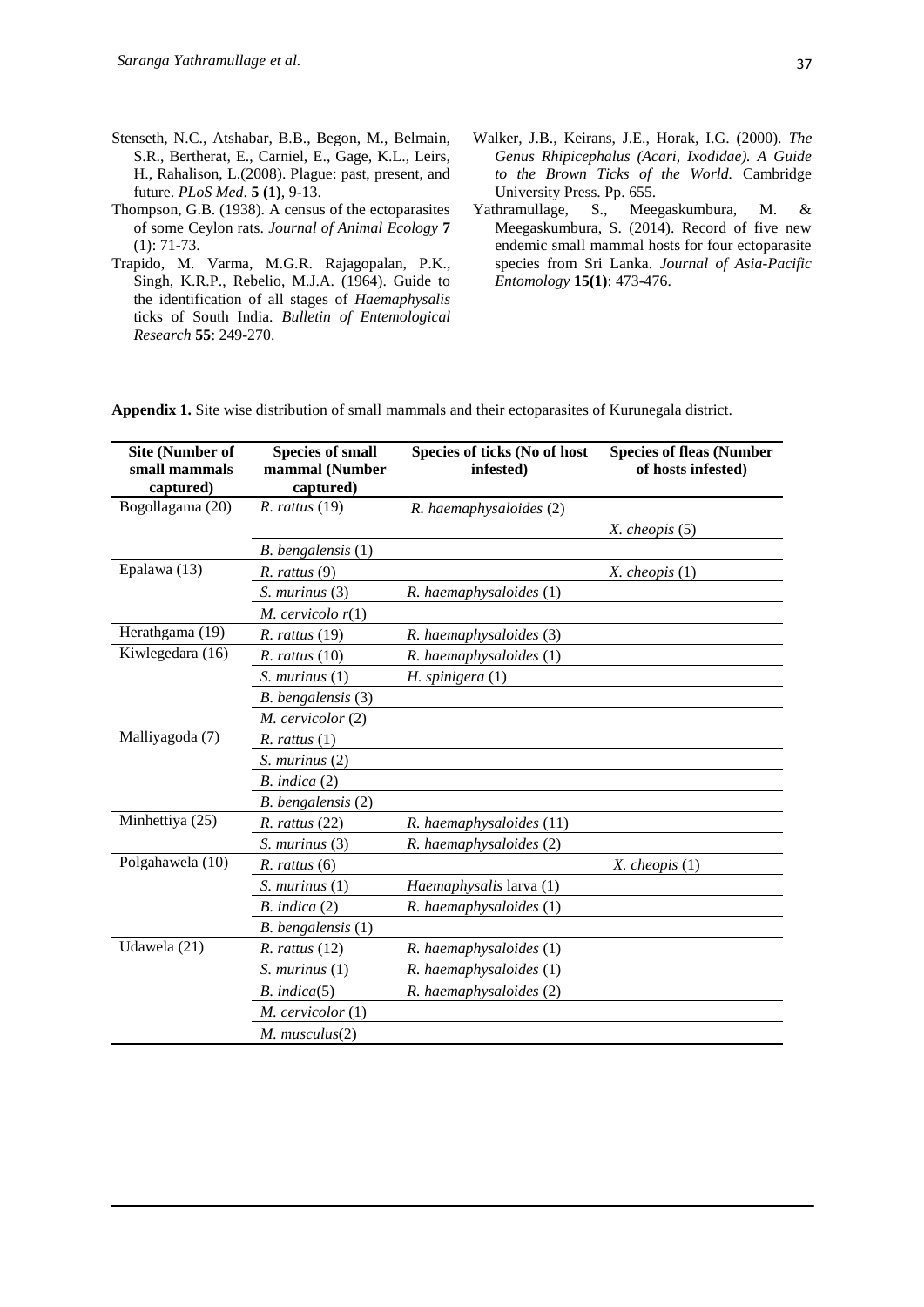Stenseth, N.C., Atshabar, B.B., Begon, M., Belmain, S.R., Bertherat, E., Carniel, E., Gage, K.L., Leirs, H., Rahalison, L.(2008). Plague: past, present, and future. *PLoS Med*. **5 (1)**, 9-13.

Thompson, G.B. (1938). A census of the ectoparasites of some Ceylon rats. *Journal of Animal Ecology* **7** (1): 71-73.

Trapido, M. Varma, M.G.R. Rajagopalan, P.K., Singh, K.R.P., Rebelio, M.J.A. (1964). Guide to the identification of all stages of *Haemaphysalis* ticks of South India. *Bulletin of Entemological Research* **55**: 249-270.

Walker, J.B., Keirans, J.E., Horak, I.G. (2000). *The Genus Rhipicephalus (Acari, Ixodidae). A Guide to the Brown Ticks of the World.* Cambridge University Press. Pp. 655.

Yathramullage, S., Meegaskumbura, M. & Meegaskumbura, S. (2014). Record of five new endemic small mammal hosts for four ectoparasite species from Sri Lanka. *Journal of Asia-Pacific Entomology* **15(1)**: 473-476.

**Appendix 1.** Site wise distribution of small mammals and their ectoparasites of Kurunegala district.

| Site (Number of small mammals captured) | Species of small mammal (Number captured) | Species of ticks (No of host infested) | Species of fleas (Number of hosts infested) |
|---|---|---|---|
| Bogollagama (20) | *R. rattus* (19) | *R. haemaphysaloides* (2) | |
| | | | *X. cheopis* (5) |
| | *B. bengalensis* (1) | | |
| Epalawa (13) | *R. rattus* (9) | | *X. cheopis* (1) |
| | *S. murinus* (3) | *R. haemaphysaloides* (1) | |
| | *M. cervicolo r*(1) | | |
| Herathgama (19) | *R. rattus* (19) | *R. haemaphysaloides* (3) | |
| Kiwlegedara (16) | *R. rattus* (10) | *R. haemaphysaloides* (1) | |
| | *S. murinus* (1) | *H. spinigera* (1) | |
| | *B. bengalensis* (3) | | |
| | *M. cervicolor* (2) | | |
| Malliyagoda (7) | *R. rattus* (1) | | |
| | *S. murinus* (2) | | |
| | *B. indica* (2) | | |
| | *B. bengalensis* (2) | | |
| Minhettiya (25) | *R. rattus* (22) | *R. haemaphysaloides* (11) | |
| | *S. murinus* (3) | *R. haemaphysaloides* (2) | |
| Polgahawela (10) | *R. rattus* (6) | | *X. cheopis* (1) |
| | *S. murinus* (1) | *Haemaphysalis* larva (1) | |
| | *B. indica* (2) | *R. haemaphysaloides* (1) | |
| | *B. bengalensis* (1) | | |
| Udawela (21) | *R. rattus* (12) | *R. haemaphysaloides* (1) | |
| | *S. murinus* (1) | *R. haemaphysaloides* (1) | |
| | *B. indica*(5) | *R. haemaphysaloides* (2) | |
| | *M. cervicolor* (1) | | |
| | *M. musculus*(2) | | |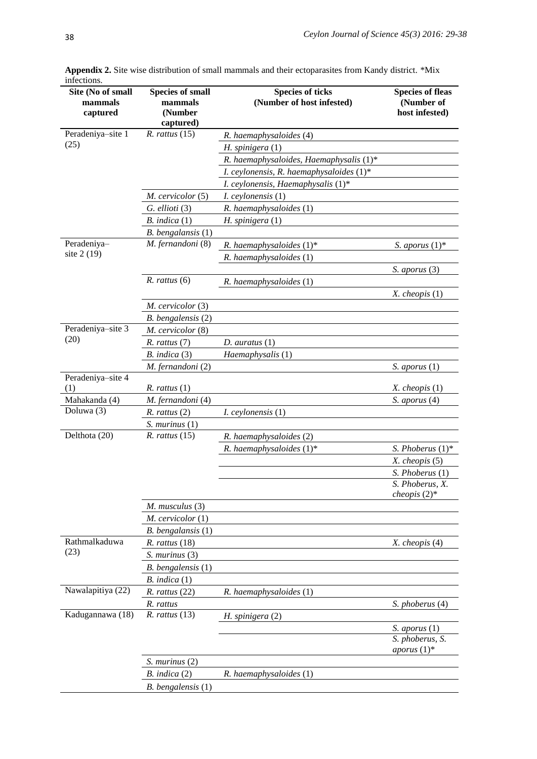**Appendix 2.** Site wise distribution of small mammals and their ectoparasites from Kandy district. *Mix infections.

| Site (No of small mammals captured | Species of small mammals (Number captured) | Species of ticks (Number of host infested) | Species of fleas (Number of host infested) |
|---|---|---|---|
| Peradeniya–site 1 (25) | *R. rattus* (15) | *R. haemaphysaloides* (4) | |
| | | *H. spinigera* (1) | |
| | | *R. haemaphysaloides, Haemaphysalis* (1)* | |
| | | *I. ceylonensis, R. haemaphysaloides* (1)* | |
| | | *I. ceylonensis, Haemaphysalis* (1)* | |
| | *M. cervicolor* (5) | *I. ceylonensis* (1) | |
| | *G. ellioti* (3) | *R. haemaphysaloides* (1) | |
| | *B. indica* (1) | *H. spinigera* (1) | |
| | *B. bengalansis* (1) | | |
| Peradeniya–site 2 (19) | *M. fernandoni* (8) | *R. haemaphysaloides* (1)* | *S. aporus* (1)* |
| | | *R. haemaphysaloides* (1) | |
| | | | *S. aporus* (3) |
| | *R. rattus* (6) | *R. haemaphysaloides* (1) | |
| | | | *X. cheopis* (1) |
| | *M. cervicolor* (3) | | |
| | *B. bengalensis* (2) | | |
| Peradeniya–site 3 (20) | *M. cervicolor* (8) | | |
| | *R. rattus* (7) | *D. auratus* (1) | |
| | *B. indica* (3) | *Haemaphysalis* (1) | |
| | *M. fernandoni* (2) | | *S. aporus* (1) |
| Peradeniya–site 4 (1) | *R. rattus* (1) | | *X. cheopis* (1) |
| Mahakanda (4) | *M. fernandoni* (4) | | *S. aporus* (4) |
| Doluwa (3) | *R. rattus* (2) | *I. ceylonensis* (1) | |
| | *S. murinus* (1) | | |
| Delthota (20) | *R. rattus* (15) | *R. haemaphysaloides* (2) | |
| | | *R. haemaphysaloides* (1)* | *S. Phoberus* (1)* |
| | | | *X. cheopis* (5) |
| | | | *S. Phoberus* (1) |
| | | | *S. Phoberus, X. cheopis* (2)* |
| | *M. musculus* (3) | | |
| | *M. cervicolor* (1) | | |
| | *B. bengalansis* (1) | | |
| Rathmalkaduwa (23) | *R. rattus* (18) | | *X. cheopis* (4) |
| | *S. murinus* (3) | | |
| | *B. bengalensis* (1) | | |
| | *B. indica* (1) | | |
| Nawalapitiya (22) | *R. rattus* (22) | *R. haemaphysaloides* (1) | |
| | *R. rattus* | | *S. phoberus* (4) |
| Kadugannawa (18) | *R. rattus* (13) | *H. spinigera* (2) | |
| | | | *S. aporus* (1) |
| | | | *S. phoberus, S. aporus* (1)* |
| | *S. murinus* (2) | | |
| | *B. indica* (2) | *R. haemaphysaloides* (1) | |
| | *B. bengalensis* (1) | | |